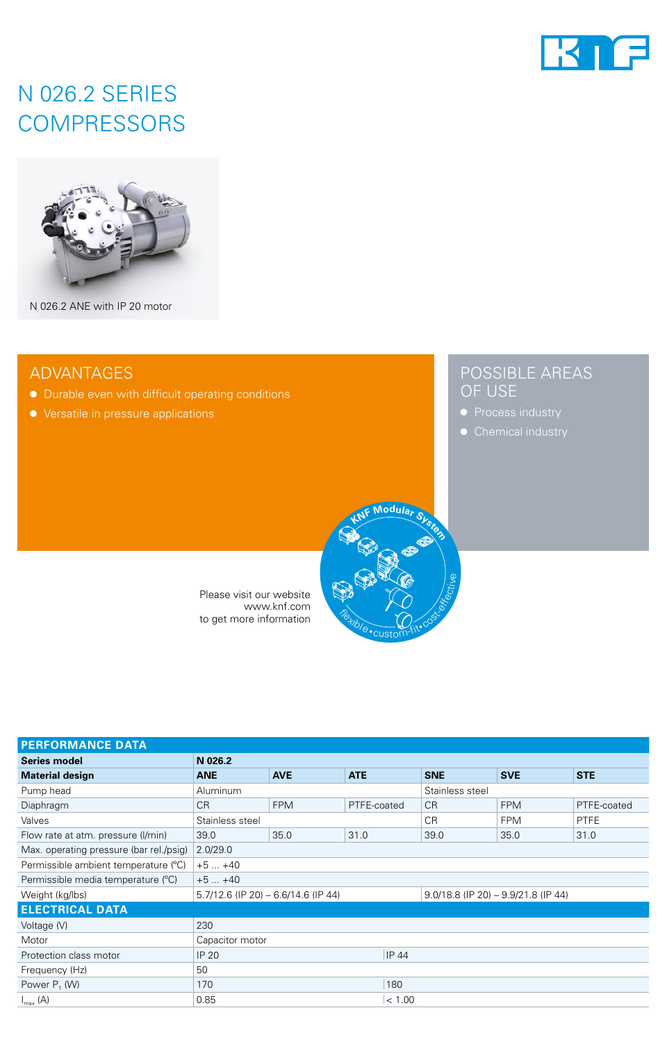# N 026.2 SERIES COMPRESSORS

N 026.2 ANE with IP 20 motor

## ADVANTAGES

- Durable even with difficult operating conditions
- Versatile in pressure applications

## POSSIBLE AREAS OF USE

- Process industry
- Chemical industry

Please visit our website www.knf.com to get more information

| PERFORMANCE DATA | | | | | | |
|---|---|---|---|---|---|---|
| **Series model** | **N 026.2** | | | | | |
| **Material design** | **ANE** | **AVE** | **ATE** | **SNE** | **SVE** | **STE** |
| Pump head | Aluminum | | | Stainless steel | | |
| Diaphragm | CR | FPM | PTFE-coated | CR | FPM | PTFE-coated |
| Valves | Stainless steel | | | CR | FPM | PTFE |
| Flow rate at atm. pressure (l/min) | 39.0 | 35.0 | 31.0 | 39.0 | 35.0 | 31.0 |
| Max. operating pressure (bar rel./psig) | 2.0/29.0 | | | | | |
| Permissible ambient temperature (°C) | +5 ... +40 | | | | | |
| Permissible media temperature (°C) | +5 ... +40 | | | | | |
| Weight (kg/lbs) | 5.7/12.6 (IP 20) – 6.6/14.6 (IP 44) | | | 9.0/18.8 (IP 20) – 9.9/21.8 (IP 44) | | |
| **ELECTRICAL DATA** | | | | | | |
| Voltage (V) | 230 | | | | | |
| Motor | Capacitor motor | | | | | |
| Protection class motor | IP 20 | | IP 44 | | | |
| Frequency (Hz) | 50 | | | | | |
| Power $P_1$ (W) | 170 | | 180 | | | |
| $I_{max}$ (A) | 0.85 | | < 1.00 | | | |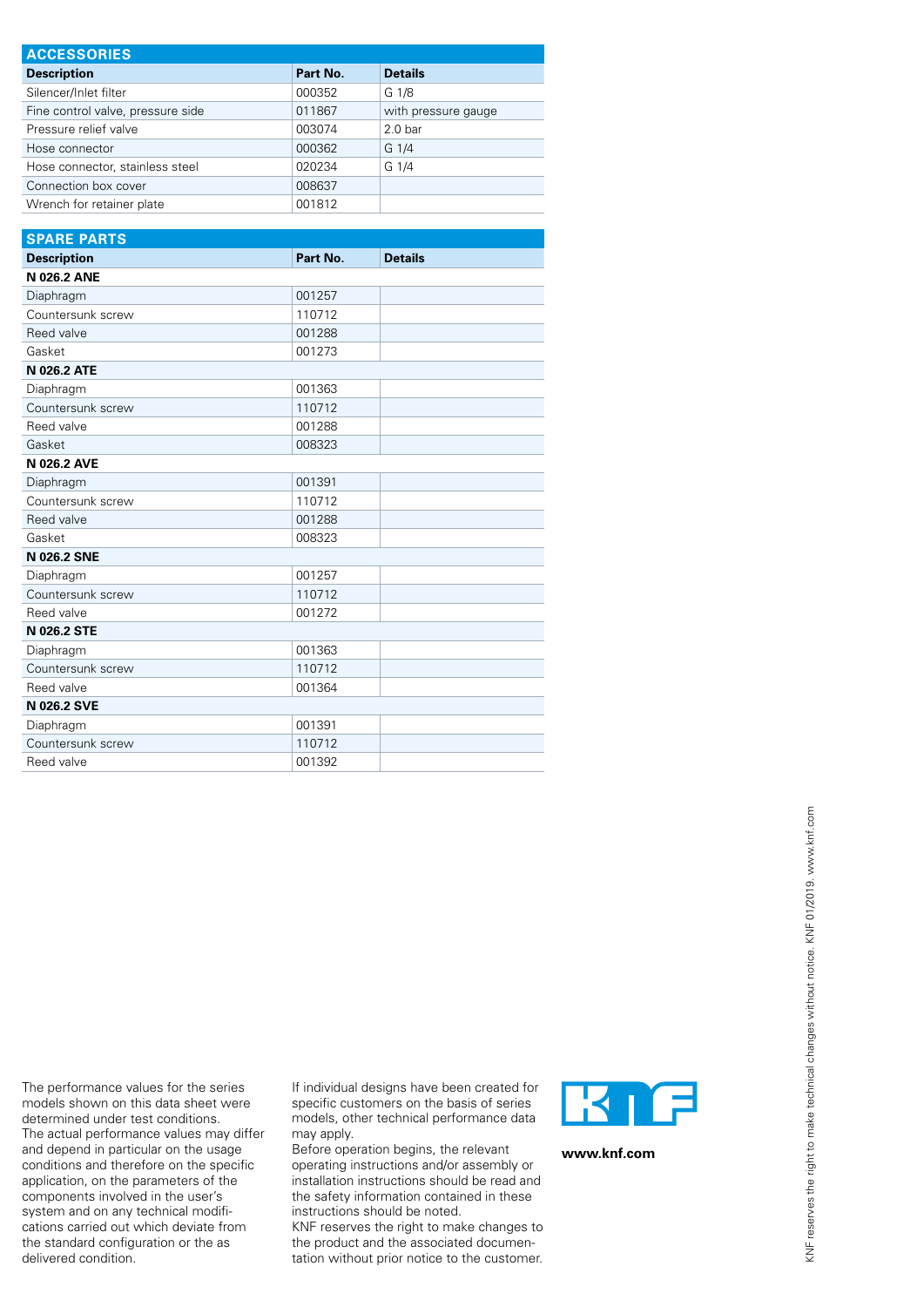## ACCESSORIES

| Description | Part No. | Details |
|---|---|---|
| Silencer/Inlet filter | 000352 | G 1/8 |
| Fine control valve, pressure side | 011867 | with pressure gauge |
| Pressure relief valve | 003074 | 2.0 bar |
| Hose connector | 000362 | G 1/4 |
| Hose connector, stainless steel | 020234 | G 1/4 |
| Connection box cover | 008637 | |
| Wrench for retainer plate | 001812 | |

## SPARE PARTS

| Description | Part No. | Details |
|---|---|---|
| **N 026.2 ANE** | | |
| Diaphragm | 001257 | |
| Countersunk screw | 110712 | |
| Reed valve | 001288 | |
| Gasket | 001273 | |
| **N 026.2 ATE** | | |
| Diaphragm | 001363 | |
| Countersunk screw | 110712 | |
| Reed valve | 001288 | |
| Gasket | 008323 | |
| **N 026.2 AVE** | | |
| Diaphragm | 001391 | |
| Countersunk screw | 110712 | |
| Reed valve | 001288 | |
| Gasket | 008323 | |
| **N 026.2 SNE** | | |
| Diaphragm | 001257 | |
| Countersunk screw | 110712 | |
| Reed valve | 001272 | |
| **N 026.2 STE** | | |
| Diaphragm | 001363 | |
| Countersunk screw | 110712 | |
| Reed valve | 001364 | |
| **N 026.2 SVE** | | |
| Diaphragm | 001391 | |
| Countersunk screw | 110712 | |
| Reed valve | 001392 | |

The performance values for the series models shown on this data sheet were determined under test conditions. The actual performance values may differ and depend in particular on the usage conditions and therefore on the specific application, on the parameters of the components involved in the user's system and on any technical modifications carried out which deviate from the standard configuration or the as delivered condition.

If individual designs have been created for specific customers on the basis of series models, other technical performance data may apply.
Before operation begins, the relevant operating instructions and/or assembly or installation instructions should be read and the safety information contained in these instructions should be noted.
KNF reserves the right to make changes to the product and the associated documentation without prior notice to the customer.

KNF

**www.knf.com**

KNF reserves the right to make technical changes without notice. KNF 01/2019. www.knf.com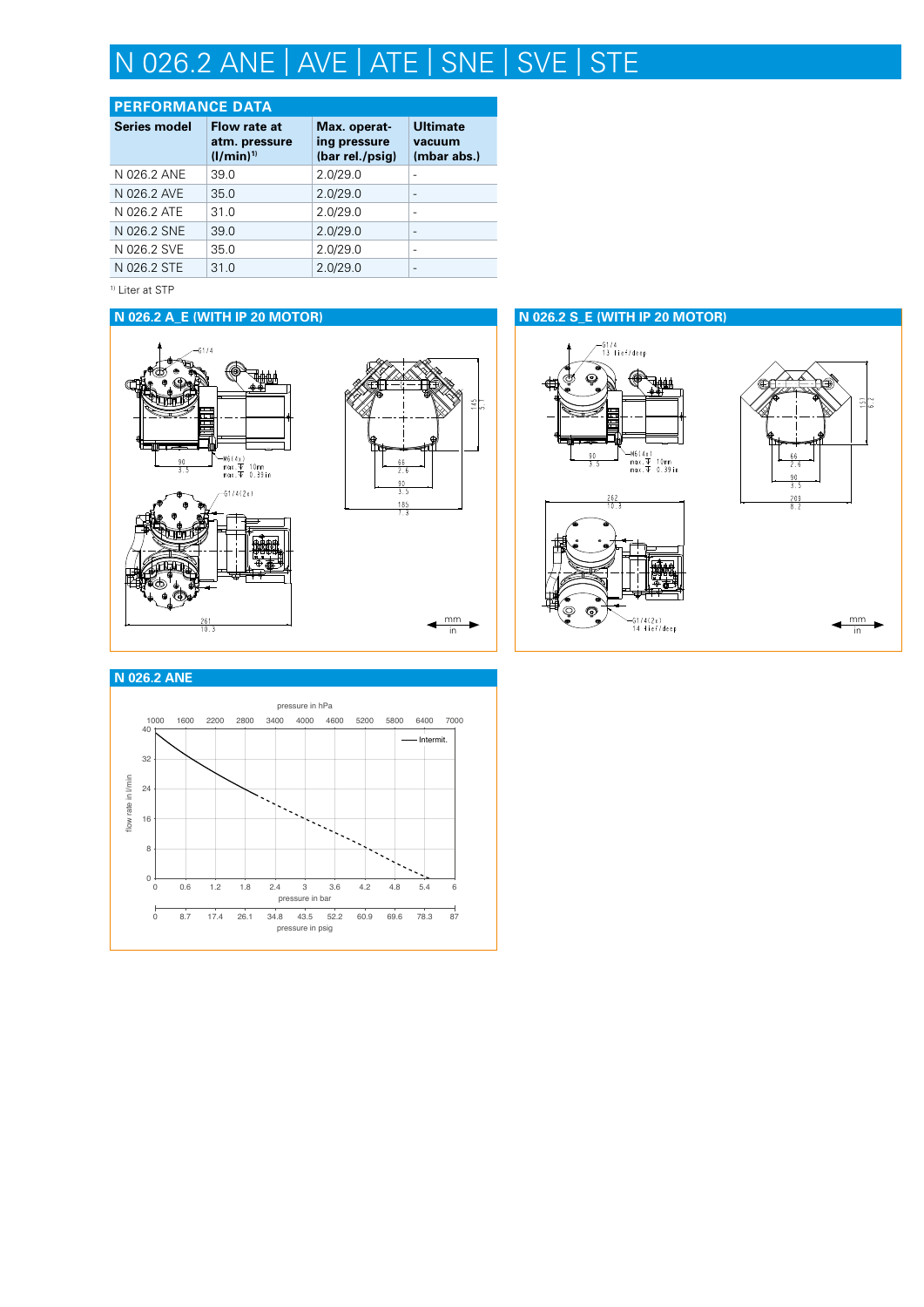# N 026.2 ANE | AVE | ATE | SNE | SVE | STE

## PERFORMANCE DATA

| Series model | Flow rate at atm. pressure (l/min)[1] | Max. operating pressure (bar rel./psig) | Ultimate vacuum (mbar abs.) |
|---|---|---|---|
| N 026.2 ANE | 39.0 | 2.0/29.0 | - |
| N 026.2 AVE | 35.0 | 2.0/29.0 | - |
| N 026.2 ATE | 31.0 | 2.0/29.0 | - |
| N 026.2 SNE | 39.0 | 2.0/29.0 | - |
| N 026.2 SVE | 35.0 | 2.0/29.0 | - |
| N 026.2 STE | 31.0 | 2.0/29.0 | - |

[1] Liter at STP

## N 026.2 A_E (WITH IP 20 MOTOR)

G1/4
90
3.5
M6 (4x)
max. 10mm
max. 0.39 in
G1/4 (2x)
261
10.3
145
5.7
66
2.6
90
3.5
185
7.3
mm
in

## N 026.2 S_E (WITH IP 20 MOTOR)

G1/4
13 tief/deep
90
3.5
M6 (4x)
max. 10mm
max. 0.39 in
262
10.3
G1/4 (2x)
14 tief/deep
157
6.2
66
2.6
90
3.5
209
8.2
mm
in

## N 026.2 ANE

pressure in hPa
1000 1600 2200 2800 3400 4000 4600 5200 5800 6400 7000
Intermit.
flow rate in l/min
40 32 24 16 8 0
0 0.6 1.2 1.8 2.4 3 3.6 4.2 4.8 5.4 6
pressure in bar
0 8.7 17.4 26.1 34.8 43.5 52.2 60.9 69.6 78.3 87
pressure in psig